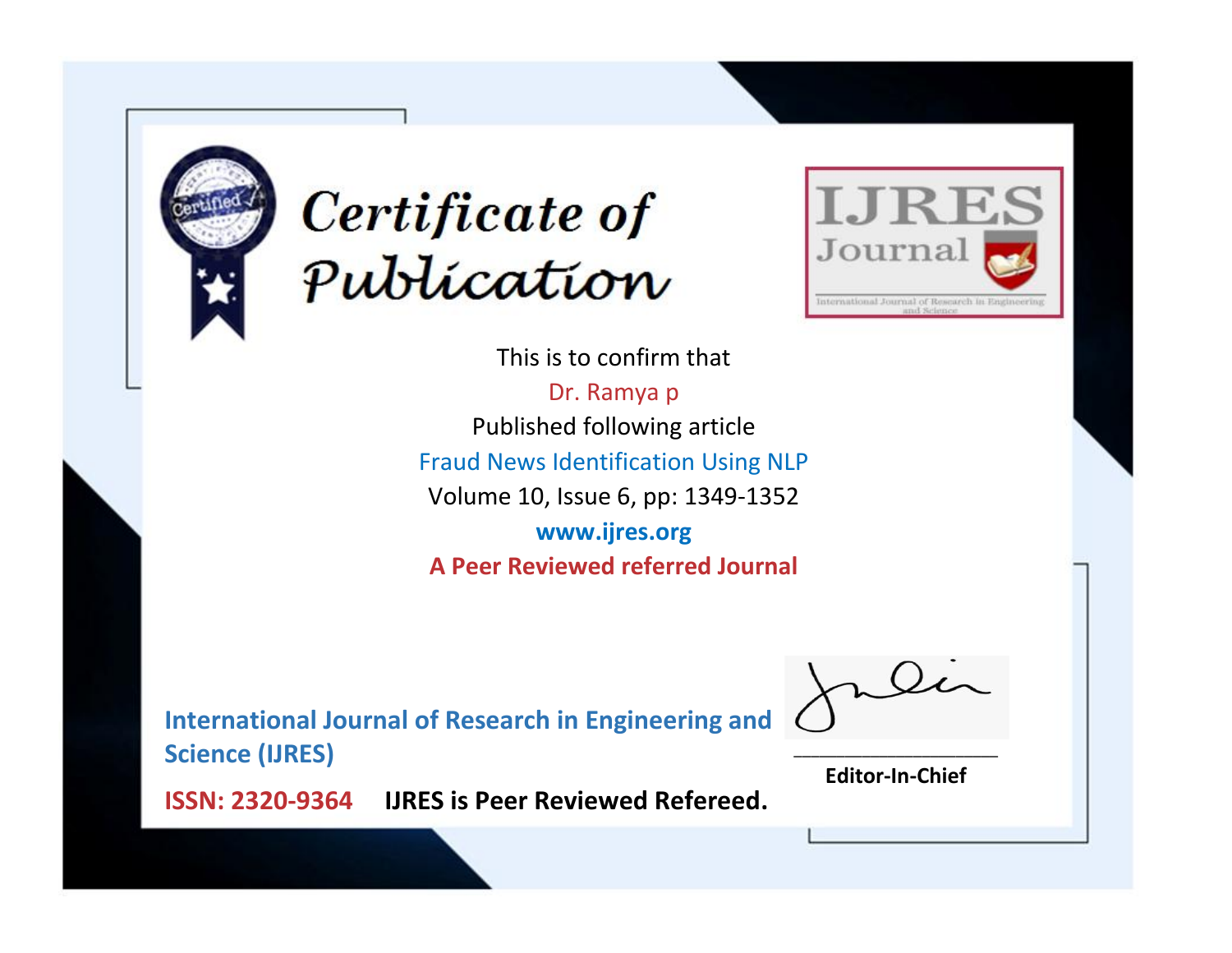# Certificate of Publication

IJRES Journal

International Journal of Research in Engineering and Science

This is to confirm that

Dr. Ramya p

Published following article

Fraud News Identification Using NLP

Volume 10, Issue 6, pp: 1349-1352

**www.ijres.org**

**A Peer Reviewed referred Journal**

**International Journal of Research in Engineering and Science (IJRES)**

**ISSN: 2320-9364** **IJRES is Peer Reviewed Refereed.**

**Editor-In-Chief**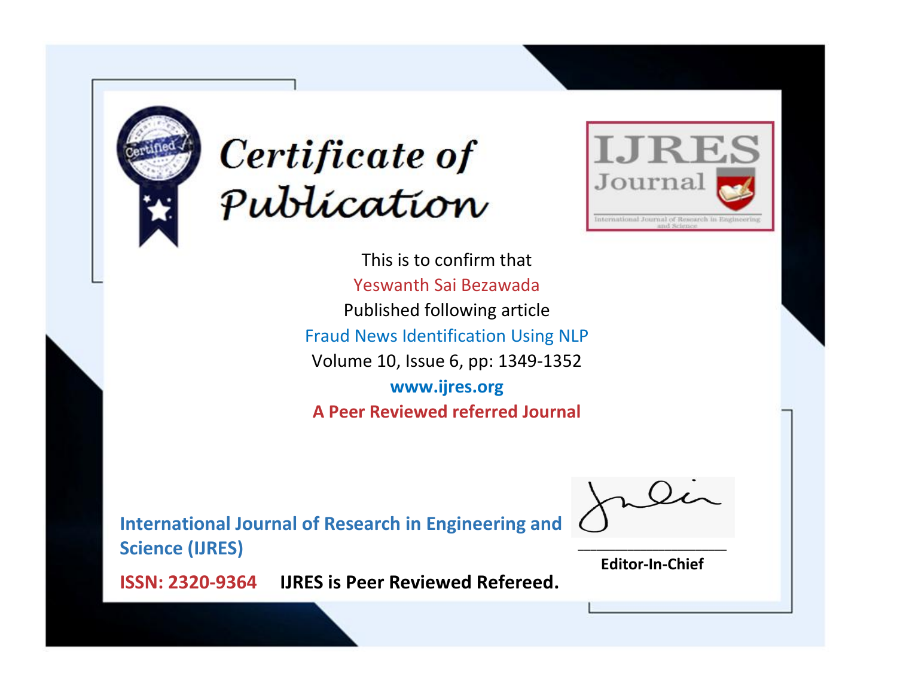# Certificate of Publication

IJRES Journal

International Journal of Research in Engineering and Science

This is to confirm that

Yeswanth Sai Bezawada

Published following article

Fraud News Identification Using NLP

Volume 10, Issue 6, pp: 1349-1352

**www.ijres.org**

**A Peer Reviewed referred Journal**

**International Journal of Research in Engineering and Science (IJRES)**

**ISSN: 2320-9364** **IJRES is Peer Reviewed Refereed.**

**Editor-In-Chief**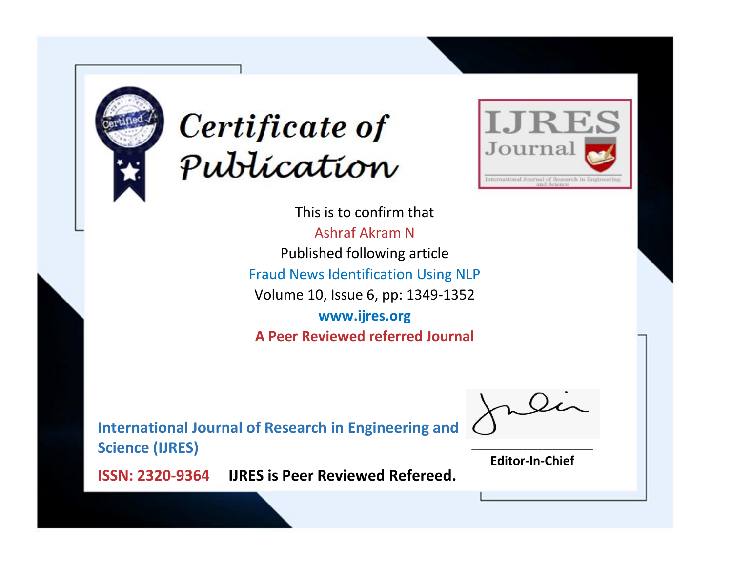# Certificate of Publication

**IJRES Journal**

International Journal of Research in Engineering and Science

This is to confirm that

Ashraf Akram N

Published following article

Fraud News Identification Using NLP

Volume 10, Issue 6, pp: 1349-1352

**www.ijres.org**

**A Peer Reviewed referred Journal**

**International Journal of Research in Engineering and Science (IJRES)**

**ISSN: 2320-9364** **IJRES is Peer Reviewed Refereed.**

**Editor-In-Chief**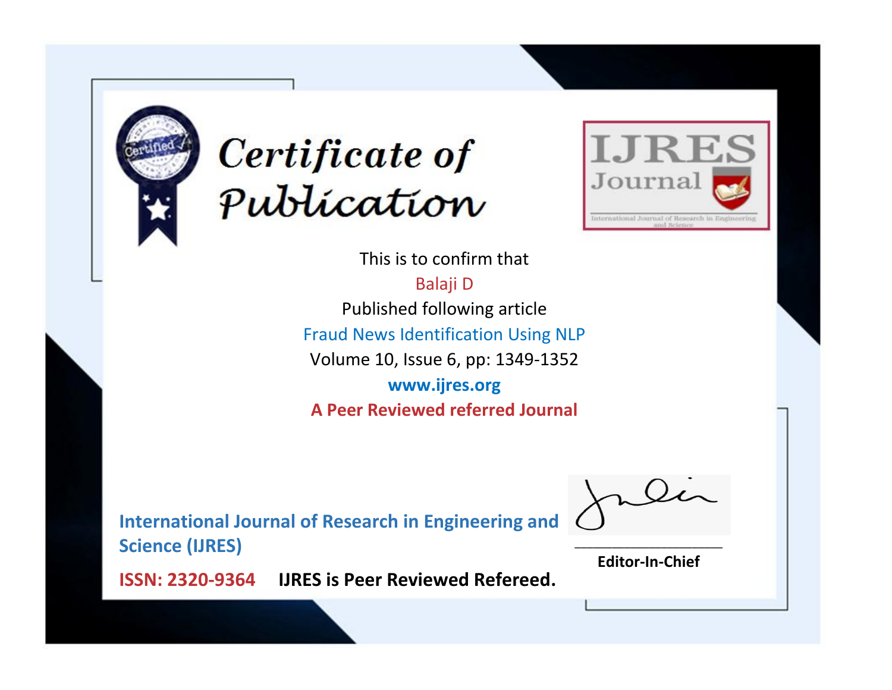# Certificate of Publication

IJRES Journal

International Journal of Research in Engineering and Science

This is to confirm that

Balaji D

Published following article

Fraud News Identification Using NLP

Volume 10, Issue 6, pp: 1349-1352

**www.ijres.org**

**A Peer Reviewed referred Journal**

**International Journal of Research in Engineering and Science (IJRES)**

**ISSN: 2320-9364** **IJRES is Peer Reviewed Refereed.**

**Editor-In-Chief**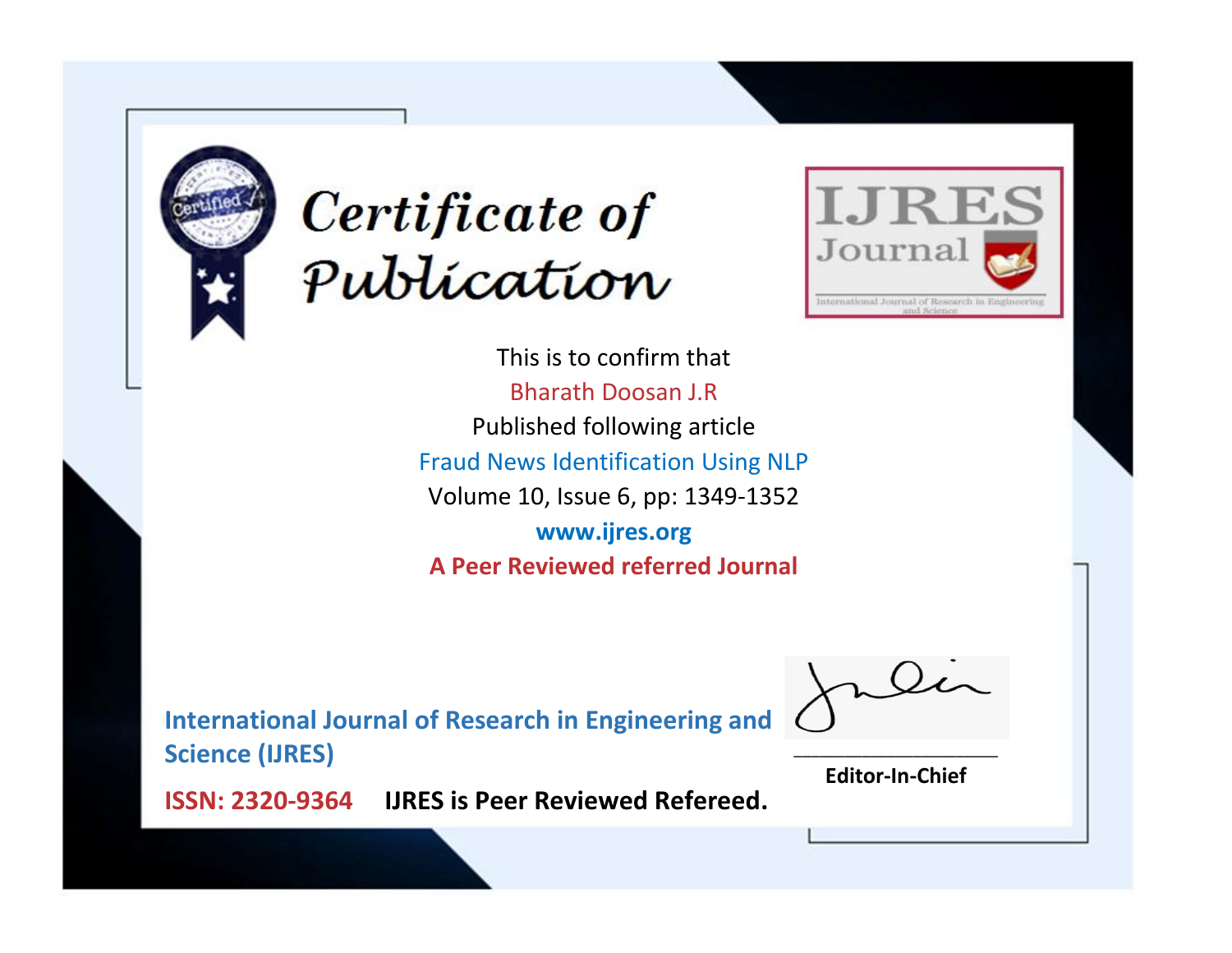# Certificate of Publication

This is to confirm that

Bharath Doosan J.R

Published following article

Fraud News Identification Using NLP

Volume 10, Issue 6, pp: 1349-1352

**www.ijres.org**

**A Peer Reviewed referred Journal**

**International Journal of Research in Engineering and Science (IJRES)**

**ISSN: 2320-9364** **IJRES is Peer Reviewed Refereed.**

**Editor-In-Chief**